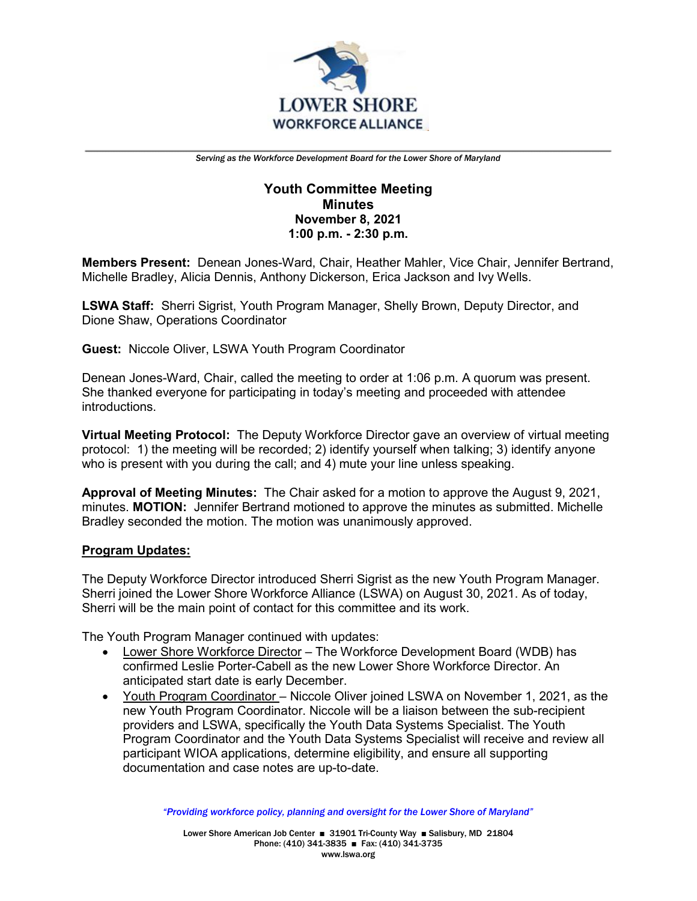# LOWER SHORE WORKFORCE ALLIANCE

*Serving as the Workforce Development Board for the Lower Shore of Maryland*

**Youth Committee Meeting**
**Minutes**
**November 8, 2021**
**1:00 p.m. - 2:30 p.m.**

**Members Present:** Denean Jones-Ward, Chair, Heather Mahler, Vice Chair, Jennifer Bertrand, Michelle Bradley, Alicia Dennis, Anthony Dickerson, Erica Jackson and Ivy Wells.

**LSWA Staff:** Sherri Sigrist, Youth Program Manager, Shelly Brown, Deputy Director, and Dione Shaw, Operations Coordinator

**Guest:** Niccole Oliver, LSWA Youth Program Coordinator

Denean Jones-Ward, Chair, called the meeting to order at 1:06 p.m. A quorum was present. She thanked everyone for participating in today's meeting and proceeded with attendee introductions.

**Virtual Meeting Protocol:** The Deputy Workforce Director gave an overview of virtual meeting protocol: 1) the meeting will be recorded; 2) identify yourself when talking; 3) identify anyone who is present with you during the call; and 4) mute your line unless speaking.

**Approval of Meeting Minutes:** The Chair asked for a motion to approve the August 9, 2021, minutes. **MOTION:** Jennifer Bertrand motioned to approve the minutes as submitted. Michelle Bradley seconded the motion. The motion was unanimously approved.

**Program Updates:**

The Deputy Workforce Director introduced Sherri Sigrist as the new Youth Program Manager. Sherri joined the Lower Shore Workforce Alliance (LSWA) on August 30, 2021. As of today, Sherri will be the main point of contact for this committee and its work.

The Youth Program Manager continued with updates:

- Lower Shore Workforce Director – The Workforce Development Board (WDB) has confirmed Leslie Porter-Cabell as the new Lower Shore Workforce Director. An anticipated start date is early December.
- Youth Program Coordinator – Niccole Oliver joined LSWA on November 1, 2021, as the new Youth Program Coordinator. Niccole will be a liaison between the sub-recipient providers and LSWA, specifically the Youth Data Systems Specialist. The Youth Program Coordinator and the Youth Data Systems Specialist will receive and review all participant WIOA applications, determine eligibility, and ensure all supporting documentation and case notes are up-to-date.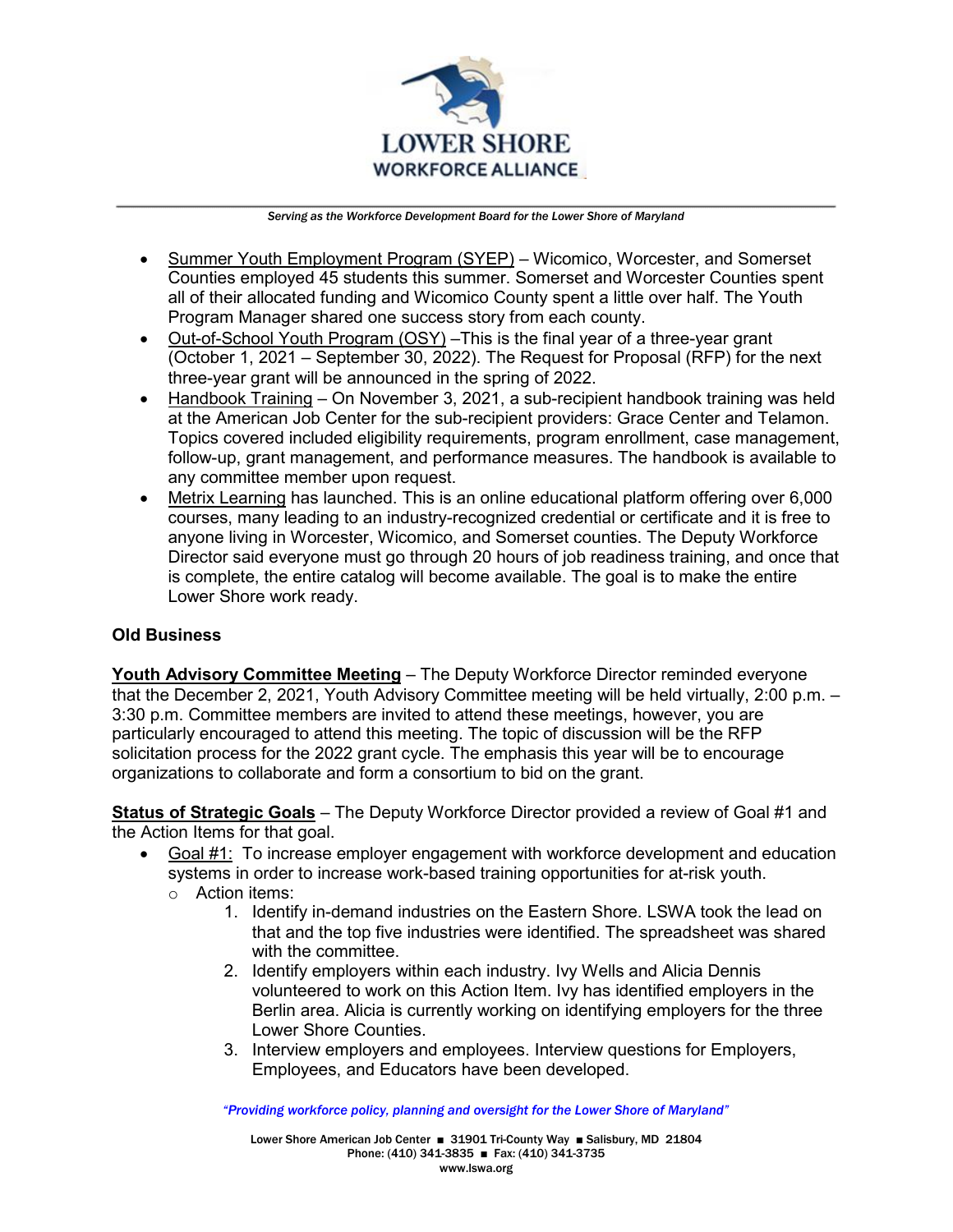- Summer Youth Employment Program (SYEP) – Wicomico, Worcester, and Somerset Counties employed 45 students this summer. Somerset and Worcester Counties spent all of their allocated funding and Wicomico County spent a little over half. The Youth Program Manager shared one success story from each county.
- Out-of-School Youth Program (OSY) –This is the final year of a three-year grant (October 1, 2021 – September 30, 2022). The Request for Proposal (RFP) for the next three-year grant will be announced in the spring of 2022.
- Handbook Training – On November 3, 2021, a sub-recipient handbook training was held at the American Job Center for the sub-recipient providers: Grace Center and Telamon. Topics covered included eligibility requirements, program enrollment, case management, follow-up, grant management, and performance measures. The handbook is available to any committee member upon request.
- Metrix Learning has launched. This is an online educational platform offering over 6,000 courses, many leading to an industry-recognized credential or certificate and it is free to anyone living in Worcester, Wicomico, and Somerset counties. The Deputy Workforce Director said everyone must go through 20 hours of job readiness training, and once that is complete, the entire catalog will become available. The goal is to make the entire Lower Shore work ready.

**Old Business**

**Youth Advisory Committee Meeting** – The Deputy Workforce Director reminded everyone that the December 2, 2021, Youth Advisory Committee meeting will be held virtually, 2:00 p.m. – 3:30 p.m. Committee members are invited to attend these meetings, however, you are particularly encouraged to attend this meeting. The topic of discussion will be the RFP solicitation process for the 2022 grant cycle. The emphasis this year will be to encourage organizations to collaborate and form a consortium to bid on the grant.

**Status of Strategic Goals** – The Deputy Workforce Director provided a review of Goal #1 and the Action Items for that goal.

- Goal #1: To increase employer engagement with workforce development and education systems in order to increase work-based training opportunities for at-risk youth.
  - Action items:
    1. Identify in-demand industries on the Eastern Shore. LSWA took the lead on that and the top five industries were identified. The spreadsheet was shared with the committee.
    2. Identify employers within each industry. Ivy Wells and Alicia Dennis volunteered to work on this Action Item. Ivy has identified employers in the Berlin area. Alicia is currently working on identifying employers for the three Lower Shore Counties.
    3. Interview employers and employees. Interview questions for Employers, Employees, and Educators have been developed.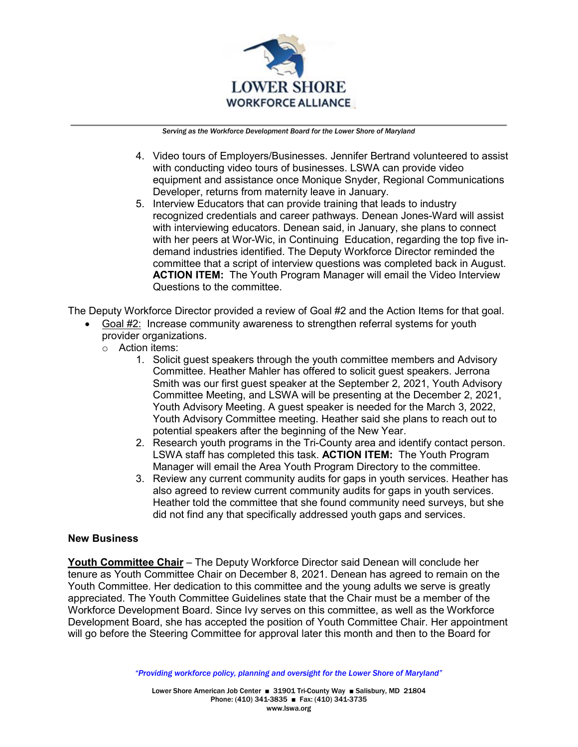4. Video tours of Employers/Businesses. Jennifer Bertrand volunteered to assist with conducting video tours of businesses. LSWA can provide video equipment and assistance once Monique Snyder, Regional Communications Developer, returns from maternity leave in January.
5. Interview Educators that can provide training that leads to industry recognized credentials and career pathways. Denean Jones-Ward will assist with interviewing educators. Denean said, in January, she plans to connect with her peers at Wor-Wic, in Continuing Education, regarding the top five in-demand industries identified. The Deputy Workforce Director reminded the committee that a script of interview questions was completed back in August. **ACTION ITEM:** The Youth Program Manager will email the Video Interview Questions to the committee.

The Deputy Workforce Director provided a review of Goal #2 and the Action Items for that goal.

- <u>Goal #2:</u> Increase community awareness to strengthen referral systems for youth provider organizations.
  - Action items:
    1. Solicit guest speakers through the youth committee members and Advisory Committee. Heather Mahler has offered to solicit guest speakers. Jerrona Smith was our first guest speaker at the September 2, 2021, Youth Advisory Committee Meeting, and LSWA will be presenting at the December 2, 2021, Youth Advisory Meeting. A guest speaker is needed for the March 3, 2022, Youth Advisory Committee meeting. Heather said she plans to reach out to potential speakers after the beginning of the New Year.
    2. Research youth programs in the Tri-County area and identify contact person. LSWA staff has completed this task. **ACTION ITEM:** The Youth Program Manager will email the Area Youth Program Directory to the committee.
    3. Review any current community audits for gaps in youth services. Heather has also agreed to review current community audits for gaps in youth services. Heather told the committee that she found community need surveys, but she did not find any that specifically addressed youth gaps and services.

**New Business**

**<u>Youth Committee Chair</u>** – The Deputy Workforce Director said Denean will conclude her tenure as Youth Committee Chair on December 8, 2021. Denean has agreed to remain on the Youth Committee. Her dedication to this committee and the young adults we serve is greatly appreciated. The Youth Committee Guidelines state that the Chair must be a member of the Workforce Development Board. Since Ivy serves on this committee, as well as the Workforce Development Board, she has accepted the position of Youth Committee Chair. Her appointment will go before the Steering Committee for approval later this month and then to the Board for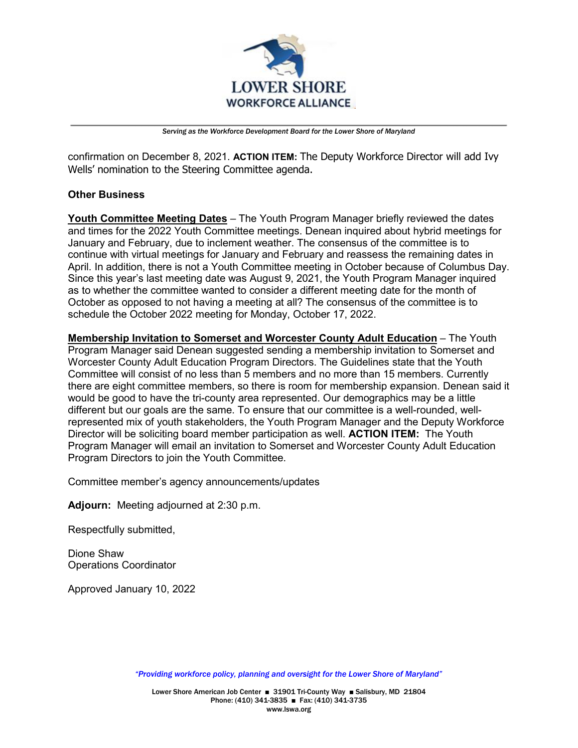confirmation on December 8, 2021. **ACTION ITEM:** The Deputy Workforce Director will add Ivy Wells' nomination to the Steering Committee agenda.

**Other Business**

**Youth Committee Meeting Dates** – The Youth Program Manager briefly reviewed the dates and times for the 2022 Youth Committee meetings. Denean inquired about hybrid meetings for January and February, due to inclement weather. The consensus of the committee is to continue with virtual meetings for January and February and reassess the remaining dates in April. In addition, there is not a Youth Committee meeting in October because of Columbus Day. Since this year's last meeting date was August 9, 2021, the Youth Program Manager inquired as to whether the committee wanted to consider a different meeting date for the month of October as opposed to not having a meeting at all? The consensus of the committee is to schedule the October 2022 meeting for Monday, October 17, 2022.

**Membership Invitation to Somerset and Worcester County Adult Education** – The Youth Program Manager said Denean suggested sending a membership invitation to Somerset and Worcester County Adult Education Program Directors. The Guidelines state that the Youth Committee will consist of no less than 5 members and no more than 15 members. Currently there are eight committee members, so there is room for membership expansion. Denean said it would be good to have the tri-county area represented. Our demographics may be a little different but our goals are the same. To ensure that our committee is a well-rounded, well-represented mix of youth stakeholders, the Youth Program Manager and the Deputy Workforce Director will be soliciting board member participation as well. **ACTION ITEM:** The Youth Program Manager will email an invitation to Somerset and Worcester County Adult Education Program Directors to join the Youth Committee.

Committee member's agency announcements/updates

**Adjourn:** Meeting adjourned at 2:30 p.m.

Respectfully submitted,

Dione Shaw
Operations Coordinator

Approved January 10, 2022